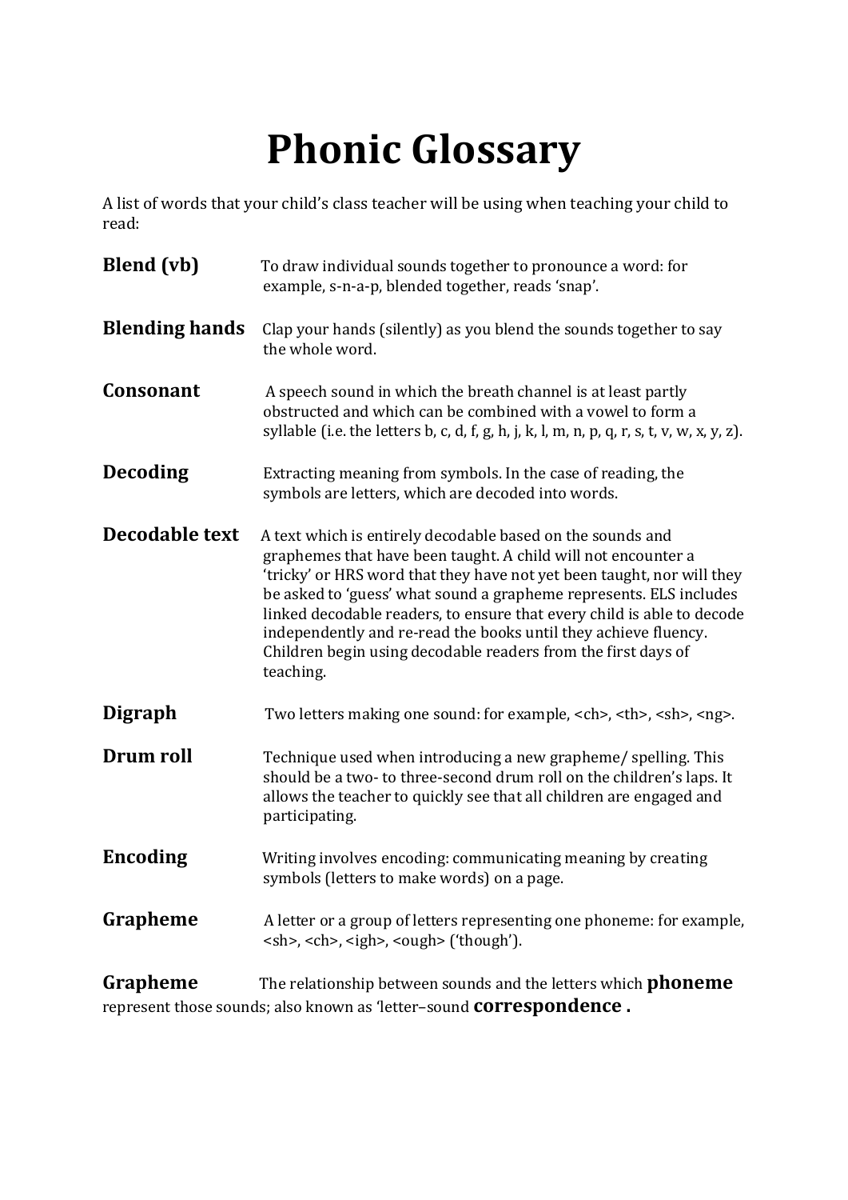# Phonic Glossary

A list of words that your child's class teacher will be using when teaching your child to read:

**Blend (vb)** To draw individual sounds together to pronounce a word: for example, s-n-a-p, blended together, reads 'snap'.

**Blending hands** Clap your hands (silently) as you blend the sounds together to say the whole word.

**Consonant** A speech sound in which the breath channel is at least partly obstructed and which can be combined with a vowel to form a syllable (i.e. the letters b, c, d, f, g, h, j, k, l, m, n, p, q, r, s, t, v, w, x, y, z).

**Decoding** Extracting meaning from symbols. In the case of reading, the symbols are letters, which are decoded into words.

**Decodable text** A text which is entirely decodable based on the sounds and graphemes that have been taught. A child will not encounter a 'tricky' or HRS word that they have not yet been taught, nor will they be asked to 'guess' what sound a grapheme represents. ELS includes linked decodable readers, to ensure that every child is able to decode independently and re-read the books until they achieve fluency. Children begin using decodable readers from the first days of teaching.

**Digraph** Two letters making one sound: for example, <ch>, <th>, <sh>, <ng>.

**Drum roll** Technique used when introducing a new grapheme/ spelling. This should be a two- to three-second drum roll on the children's laps. It allows the teacher to quickly see that all children are engaged and participating.

**Encoding** Writing involves encoding: communicating meaning by creating symbols (letters to make words) on a page.

**Grapheme** A letter or a group of letters representing one phoneme: for example, <sh>, <ch>, <igh>, <ough> ('though').

**Grapheme phoneme correspondence .** The relationship between sounds and the letters which represent those sounds; also known as 'letter–sound correspondence'.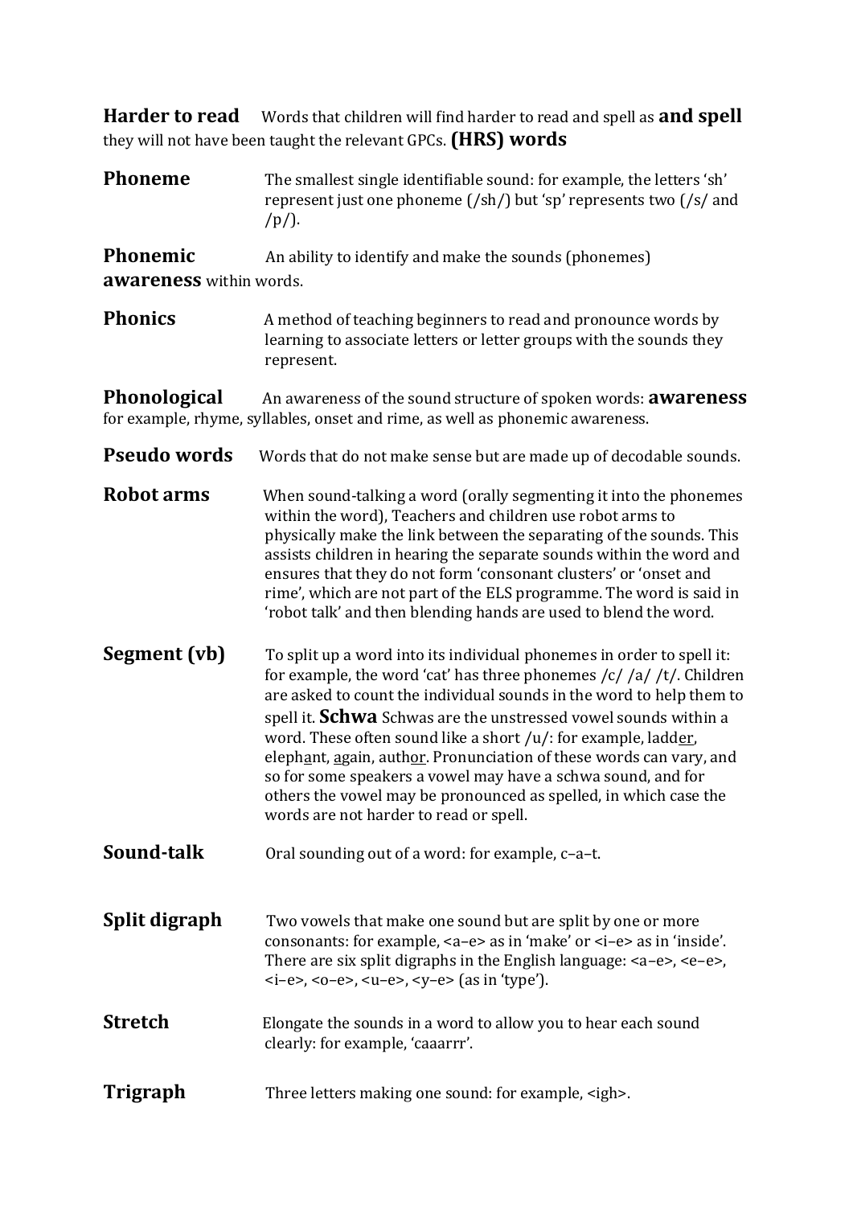**Harder to read and spell (HRS) words** Words that children will find harder to read and spell as they will not have been taught the relevant GPCs.

**Phoneme** The smallest single identifiable sound: for example, the letters 'sh' represent just one phoneme (/sh/) but 'sp' represents two (/s/ and /p/).

**Phonemic awareness** An ability to identify and make the sounds (phonemes) within words.

**Phonics** A method of teaching beginners to read and pronounce words by learning to associate letters or letter groups with the sounds they represent.

**Phonological awareness** An awareness of the sound structure of spoken words: for example, rhyme, syllables, onset and rime, as well as phonemic awareness.

**Pseudo words** Words that do not make sense but are made up of decodable sounds.

**Robot arms** When sound-talking a word (orally segmenting it into the phonemes within the word), Teachers and children use robot arms to physically make the link between the separating of the sounds. This assists children in hearing the separate sounds within the word and ensures that they do not form 'consonant clusters' or 'onset and rime', which are not part of the ELS programme. The word is said in 'robot talk' and then blending hands are used to blend the word.

**Segment (vb)** To split up a word into its individual phonemes in order to spell it: for example, the word 'cat' has three phonemes /c/ /a/ /t/. Children are asked to count the individual sounds in the word to help them to spell it.

**Schwa** Schwas are the unstressed vowel sounds within a word. These often sound like a short /u/: for example, ladd<u>er</u>, eleph<u>a</u>nt, <u>a</u>gain, auth<u>or</u>. Pronunciation of these words can vary, and so for some speakers a vowel may have a schwa sound, and for others the vowel may be pronounced as spelled, in which case the words are not harder to read or spell.

**Sound-talk** Oral sounding out of a word: for example, c–a–t.

**Split digraph** Two vowels that make one sound but are split by one or more consonants: for example, <a–e> as in 'make' or <i–e> as in 'inside'. There are six split digraphs in the English language: <a–e>, <e–e>, <i–e>, <o–e>, <u–e>, <y–e> (as in 'type').

**Stretch** Elongate the sounds in a word to allow you to hear each sound clearly: for example, 'caaarrr'.

**Trigraph** Three letters making one sound: for example, <igh>.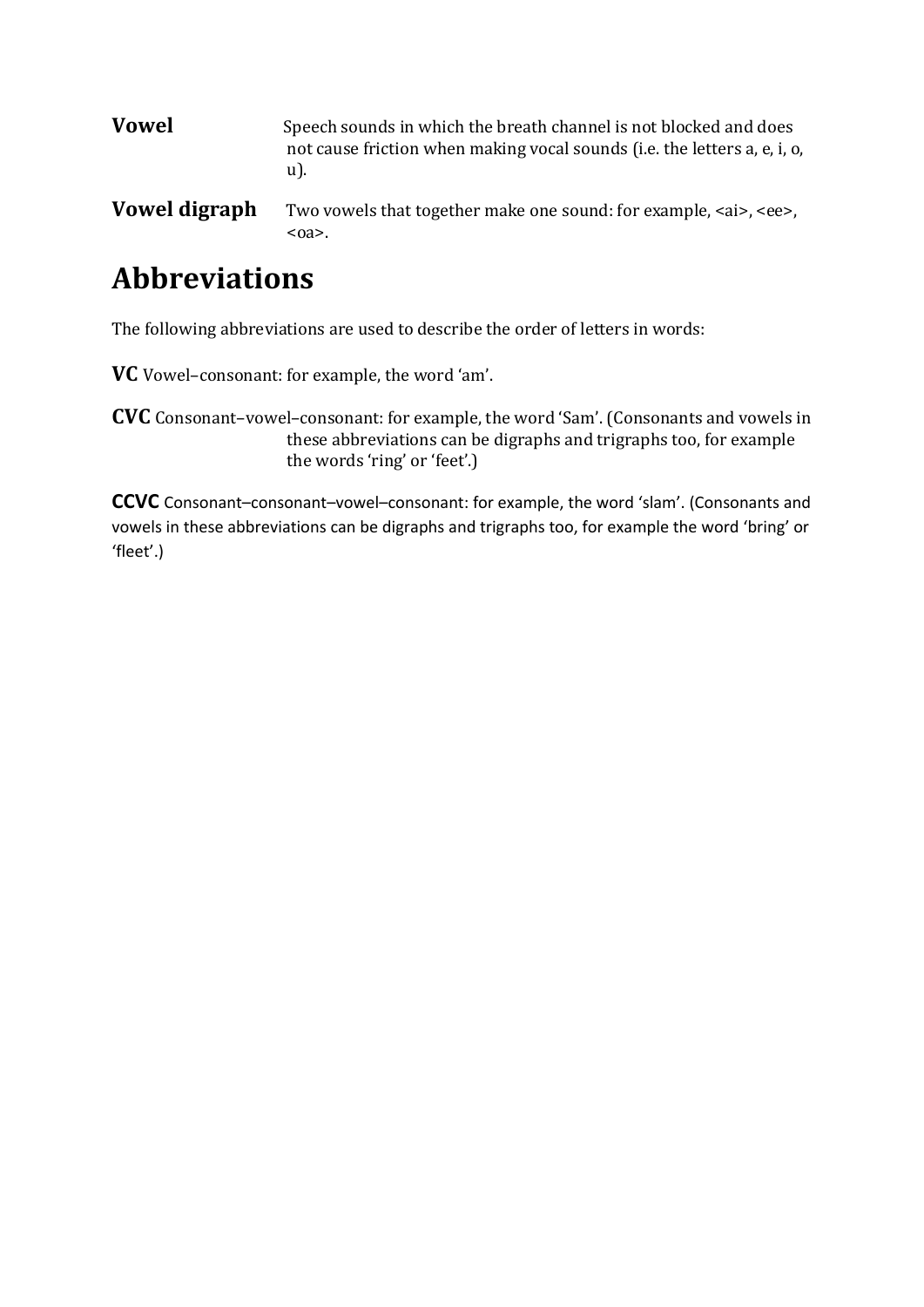**Vowel** Speech sounds in which the breath channel is not blocked and does not cause friction when making vocal sounds (i.e. the letters a, e, i, o, u).

**Vowel digraph** Two vowels that together make one sound: for example, <ai>, <ee>, <oa>.

# Abbreviations

The following abbreviations are used to describe the order of letters in words:

**VC** Vowel–consonant: for example, the word 'am'.

**CVC** Consonant–vowel–consonant: for example, the word 'Sam'. (Consonants and vowels in these abbreviations can be digraphs and trigraphs too, for example the words 'ring' or 'feet'.)

**CCVC** Consonant–consonant–vowel–consonant: for example, the word 'slam'. (Consonants and vowels in these abbreviations can be digraphs and trigraphs too, for example the word 'bring' or 'fleet'.)